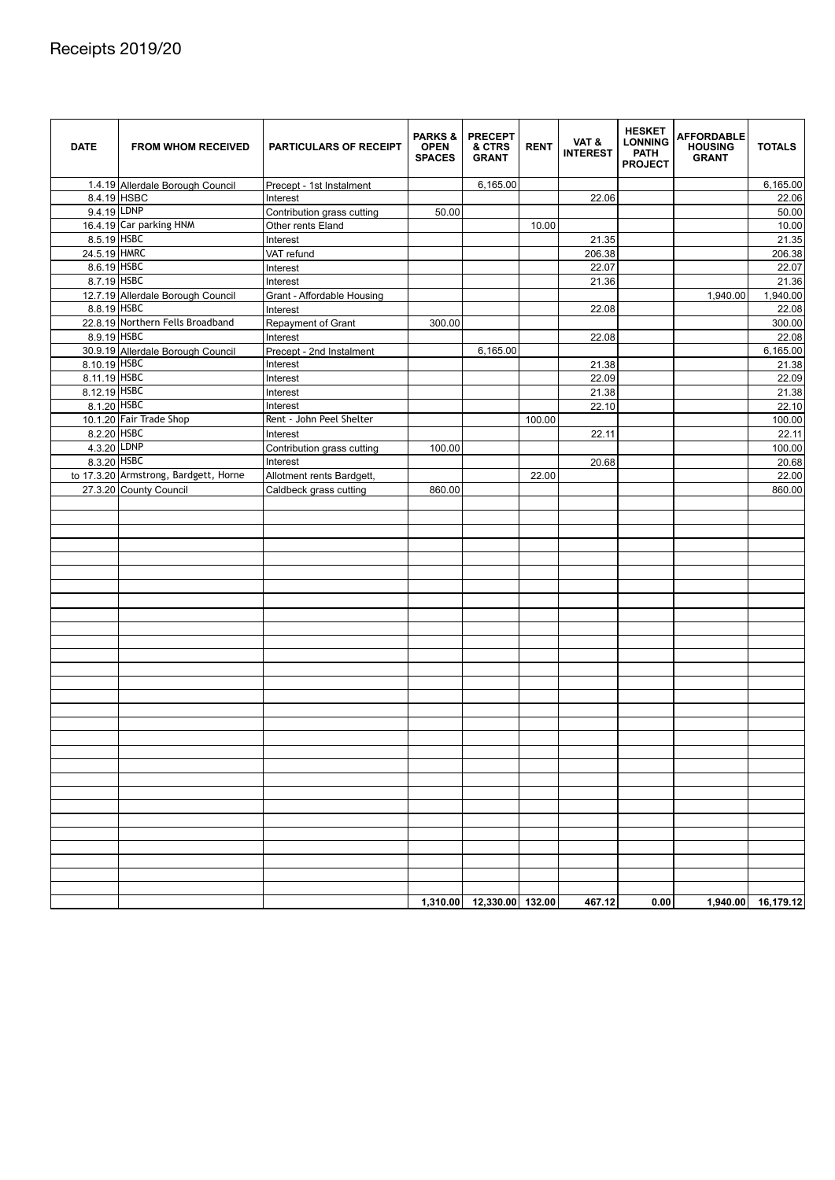# Receipts 2019/20

| DATE | FROM WHOM RECEIVED | PARTICULARS OF RECEIPT | PARKS & OPEN SPACES | PRECEPT & CTRS GRANT | RENT | VAT & INTEREST | HESKET LONNING PATH PROJECT | AFFORDABLE HOUSING GRANT | TOTALS |
|---|---|---|---|---|---|---|---|---|---|
| 1.4.19 | Allerdale Borough Council | Precept - 1st Instalment | | 6,165.00 | | | | | 6,165.00 |
| 8.4.19 | HSBC | Interest | | | | 22.06 | | | 22.06 |
| 9.4.19 | LDNP | Contribution grass cutting | 50.00 | | | | | | 50.00 |
| 16.4.19 | Car parking HNM | Other rents Eland | | | 10.00 | | | | 10.00 |
| 8.5.19 | HSBC | Interest | | | | 21.35 | | | 21.35 |
| 24.5.19 | HMRC | VAT refund | | | | 206.38 | | | 206.38 |
| 8.6.19 | HSBC | Interest | | | | 22.07 | | | 22.07 |
| 8.7.19 | HSBC | Interest | | | | 21.36 | | | 21.36 |
| 12.7.19 | Allerdale Borough Council | Grant - Affordable Housing | | | | | | 1,940.00 | 1,940.00 |
| 8.8.19 | HSBC | Interest | | | | 22.08 | | | 22.08 |
| 22.8.19 | Northern Fells Broadband | Repayment of Grant | 300.00 | | | | | | 300.00 |
| 8.9.19 | HSBC | Interest | | | | 22.08 | | | 22.08 |
| 30.9.19 | Allerdale Borough Council | Precept - 2nd Instalment | | 6,165.00 | | | | | 6,165.00 |
| 8.10.19 | HSBC | Interest | | | | 21.38 | | | 21.38 |
| 8.11.19 | HSBC | Interest | | | | 22.09 | | | 22.09 |
| 8.12.19 | HSBC | Interest | | | | 21.38 | | | 21.38 |
| 8.1.20 | HSBC | Interest | | | | 22.10 | | | 22.10 |
| 10.1.20 | Fair Trade Shop | Rent - John Peel Shelter | | | 100.00 | | | | 100.00 |
| 8.2.20 | HSBC | Interest | | | | 22.11 | | | 22.11 |
| 4.3.20 | LDNP | Contribution grass cutting | 100.00 | | | | | | 100.00 |
| 8.3.20 | HSBC | Interest | | | | 20.68 | | | 20.68 |
| to 17.3.20 | Armstrong, Bardgett, Horne | Allotment rents Bardgett, | | | 22.00 | | | | 22.00 |
| 27.3.20 | County Council | Caldbeck grass cutting | 860.00 | | | | | | 860.00 |
| | | | 1,310.00 | 12,330.00 | 132.00 | 467.12 | 0.00 | 1,940.00 | 16,179.12 |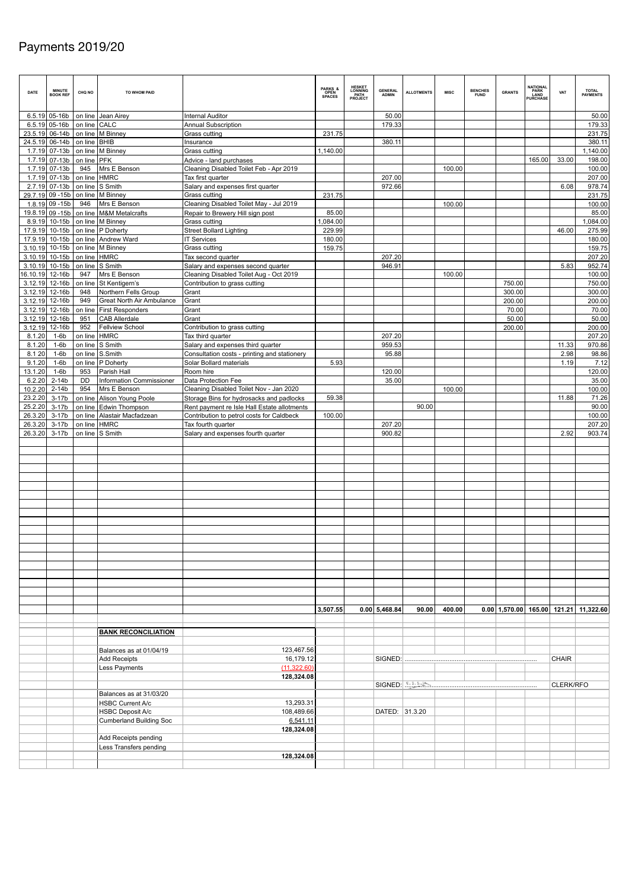# Payments 2019/20

| DATE | MINUTE BOOK REF | CHQ NO | TO WHOM PAID | | PARKS & OPEN SPACES | HESKET LONNING PATH PROJECT | GENERAL ADMIN | ALLOTMENTS | MISC | BENCHES FUND | GRANTS | NATIONAL PARK LAND PURCHASE | VAT | TOTAL PAYMENTS |
|---|---|---|---|---|---|---|---|---|---|---|---|---|---|---|
| 6.5.19 | 05-16b | on line | Jean Airey | Internal Auditor | | | 50.00 | | | | | | | 50.00 |
| 6.5.19 | 05-16b | on line | CALC | Annual Subscription | | | 179.33 | | | | | | | 179.33 |
| 23.5.19 | 06-14b | on line | M Binney | Grass cutting | 231.75 | | | | | | | | | 231.75 |
| 24.5.19 | 06-14b | on line | BHIB | Insurance | | | 380.11 | | | | | | | 380.11 |
| 1.7.19 | 07-13b | on line | M Binney | Grass cutting | 1,140.00 | | | | | | | | | 1,140.00 |
| 1.7.19 | 07-13b | on line | PFK | Advice - land purchases | | | | | | | | 165.00 | 33.00 | 198.00 |
| 1.7.19 | 07-13b | 945 | Mrs E Benson | Cleaning Disabled Toilet Feb - Apr 2019 | | | | | 100.00 | | | | | 100.00 |
| 1.7.19 | 07-13b | on line | HMRC | Tax first quarter | | | 207.00 | | | | | | | 207.00 |
| 2.7.19 | 07-13b | on line | S Smith | Salary and expenses first quarter | | | 972.66 | | | | | | 6.08 | 978.74 |
| 29.7.19 | 09 -15b | on line | M Binney | Grass cutting | 231.75 | | | | | | | | | 231.75 |
| 1.8.19 | 09 -15b | 946 | Mrs E Benson | Cleaning Disabled Toilet May - Jul 2019 | | | | | 100.00 | | | | | 100.00 |
| 19.8.19 | 09 -15b | on line | M&M Metalcrafts | Repair to Brewery Hill sign post | 85.00 | | | | | | | | | 85.00 |
| 8.9.19 | 10-15b | on line | M Binney | Grass cutting | 1,084.00 | | | | | | | | | 1,084.00 |
| 17.9.19 | 10-15b | on line | P Doherty | Street Bollard Lighting | 229.99 | | | | | | | | 46.00 | 275.99 |
| 17.9.19 | 10-15b | on line | Andrew Ward | IT Services | 180.00 | | | | | | | | | 180.00 |
| 3.10.19 | 10-15b | on line | M Binney | Grass cutting | 159.75 | | | | | | | | | 159.75 |
| 3.10.19 | 10-15b | on line | HMRC | Tax second quarter | | | 207.20 | | | | | | | 207.20 |
| 3.10.19 | 10-15b | on line | S Smith | Salary and expenses second quarter | | | 946.91 | | | | | | 5.83 | 952.74 |
| 16.10.19 | 12-16b | 947 | Mrs E Benson | Cleaning Disabled Toilet Aug - Oct 2019 | | | | | 100.00 | | | | | 100.00 |
| 3.12.19 | 12-16b | on line | St Kentigern's | Contribution to grass cutting | | | | | | | 750.00 | | | 750.00 |
| 3.12.19 | 12-16b | 948 | Northern Fells Group | Grant | | | | | | | 300.00 | | | 300.00 |
| 3.12.19 | 12-16b | 949 | Great North Air Ambulance | Grant | | | | | | | 200.00 | | | 200.00 |
| 3.12.19 | 12-16b | on line | First Responders | Grant | | | | | | | 70.00 | | | 70.00 |
| 3.12.19 | 12-16b | 951 | CAB Allerdale | Grant | | | | | | | 50.00 | | | 50.00 |
| 3.12.19 | 12-16b | 952 | Fellview School | Contribution to grass cutting | | | | | | | 200.00 | | | 200.00 |
| 8.1.20 | 1-6b | on line | HMRC | Tax third quarter | | | 207.20 | | | | | | | 207.20 |
| 8.1.20 | 1-6b | on line | S Smith | Salary and expenses third quarter | | | 959.53 | | | | | | 11.33 | 970.86 |
| 8.1 20 | 1-6b | on line | S.Smith | Consultation costs - printing and stationery | | | 95.88 | | | | | | 2.98 | 98.86 |
| 9.1.20 | 1-6b | on line | P Doherty | Solar Bollard materials | 5.93 | | | | | | | | 1.19 | 7.12 |
| 13.1.20 | 1-6b | 953 | Parish Hall | Room hire | | | 120.00 | | | | | | | 120.00 |
| 6.2.20 | 2-14b | DD | Information Commissioner | Data Protection Fee | | | 35.00 | | | | | | | 35.00 |
| 10.2.20 | 2-14b | 954 | Mrs E Benson | Cleaning Disabled Toilet Nov - Jan 2020 | | | | | 100.00 | | | | | 100.00 |
| 23.2.20 | 3-17b | on line | Alison Young Poole | Storage Bins for hydrosacks and padlocks | 59.38 | | | | | | | | 11.88 | 71.26 |
| 25.2.20 | 3-17b | on line | Edwin Thompson | Rent payment re Isle Hall Estate allotments | | | | 90.00 | | | | | | 90.00 |
| 26.3.20 | 3-17b | on line | Alastair Macfadzean | Contribution to petrol costs for Caldbeck | 100.00 | | | | | | | | | 100.00 |
| 26.3.20 | 3-17b | on line | HMRC | Tax fourth quarter | | | 207.20 | | | | | | | 207.20 |
| 26.3.20 | 3-17b | on line | S Smith | Salary and expenses fourth quarter | | | 900.82 | | | | | | 2.92 | 903.74 |
| | | | | | 3,507.55 | 0.00 | 5,468.84 | 90.00 | 400.00 | 0.00 | 1,570.00 | 165.00 | 121.21 | 11,322.60 |

| | |
|---|---|
| **BANK RECONCILIATION** | |
| Balances as at 01/04/19 | 123,467.56 |
| Add Receipts | 16,179.12 |
| Less Payments | (11,322.60) |
| | 128,324.08 |
| Balances as at 31/03/20 | |
| HSBC Current A/c | 13,293.31 |
| HSBC Deposit A/c | 108,489.66 |
| Cumberland Building Soc | 6,541.11 |
| | 128,324.08 |
| Add Receipts pending | |
| Less Transfers pending | |
| | 128,324.08 |

SIGNED: ........................................................................ CHAIR

SIGNED: ........................................................................ CLERK/RFO

DATED: 31.3.20